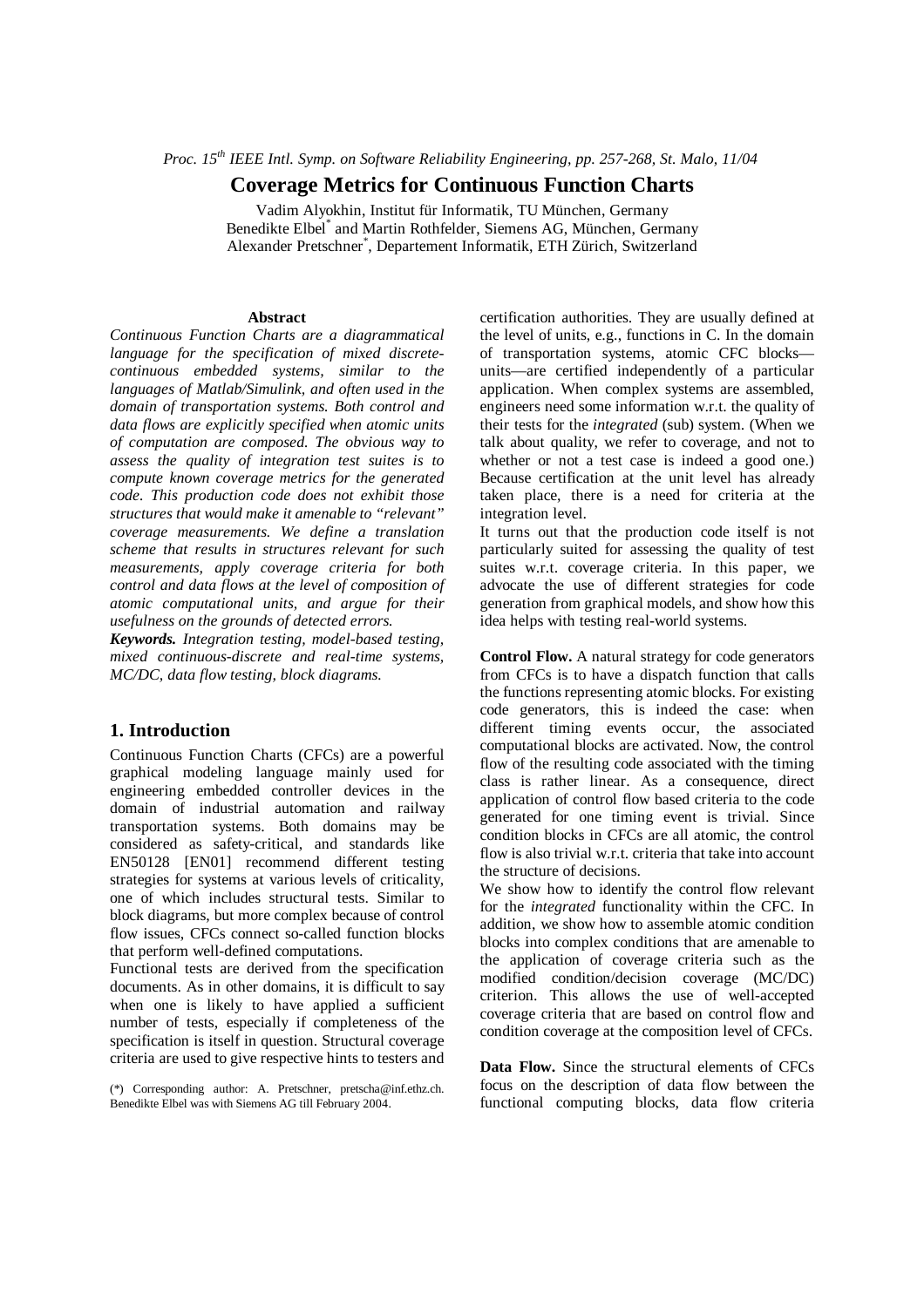*Proc. 15th IEEE Intl. Symp. on Software Reliability Engineering, pp. 257-268, St. Malo, 11/04*

# Coverage Metrics for Continuous Function Charts

Vadim Alyokhin, Institut für Informatik, TU München, Germany
Benedikte Elbel* and Martin Rothfelder, Siemens AG, München, Germany
Alexander Pretschner*, Departement Informatik, ETH Zürich, Switzerland

#### Abstract

*Continuous Function Charts are a diagrammatical language for the specification of mixed discrete-continuous embedded systems, similar to the languages of Matlab/Simulink, and often used in the domain of transportation systems. Both control and data flows are explicitly specified when atomic units of computation are composed. The obvious way to assess the quality of integration test suites is to compute known coverage metrics for the generated code. This production code does not exhibit those structures that would make it amenable to "relevant" coverage measurements. We define a translation scheme that results in structures relevant for such measurements, apply coverage criteria for both control and data flows at the level of composition of atomic computational units, and argue for their usefulness on the grounds of detected errors.*

***Keywords.*** *Integration testing, model-based testing, mixed continuous-discrete and real-time systems, MC/DC, data flow testing, block diagrams.*

## 1. Introduction

Continuous Function Charts (CFCs) are a powerful graphical modeling language mainly used for engineering embedded controller devices in the domain of industrial automation and railway transportation systems. Both domains may be considered as safety-critical, and standards like EN50128 [EN01] recommend different testing strategies for systems at various levels of criticality, one of which includes structural tests. Similar to block diagrams, but more complex because of control flow issues, CFCs connect so-called function blocks that perform well-defined computations.

Functional tests are derived from the specification documents. As in other domains, it is difficult to say when one is likely to have applied a sufficient number of tests, especially if completeness of the specification is itself in question. Structural coverage criteria are used to give respective hints to testers and certification authorities. They are usually defined at the level of units, e.g., functions in C. In the domain of transportation systems, atomic CFC blocks—units—are certified independently of a particular application. When complex systems are assembled, engineers need some information w.r.t. the quality of their tests for the *integrated* (sub) system. (When we talk about quality, we refer to coverage, and not to whether or not a test case is indeed a good one.) Because certification at the unit level has already taken place, there is a need for criteria at the integration level.

It turns out that the production code itself is not particularly suited for assessing the quality of test suites w.r.t. coverage criteria. In this paper, we advocate the use of different strategies for code generation from graphical models, and show how this idea helps with testing real-world systems.

**Control Flow.** A natural strategy for code generators from CFCs is to have a dispatch function that calls the functions representing atomic blocks. For existing code generators, this is indeed the case: when different timing events occur, the associated computational blocks are activated. Now, the control flow of the resulting code associated with the timing class is rather linear. As a consequence, direct application of control flow based criteria to the code generated for one timing event is trivial. Since condition blocks in CFCs are all atomic, the control flow is also trivial w.r.t. criteria that take into account the structure of decisions.

We show how to identify the control flow relevant for the *integrated* functionality within the CFC. In addition, we show how to assemble atomic condition blocks into complex conditions that are amenable to the application of coverage criteria such as the modified condition/decision coverage (MC/DC) criterion. This allows the use of well-accepted coverage criteria that are based on control flow and condition coverage at the composition level of CFCs.

**Data Flow.** Since the structural elements of CFCs focus on the description of data flow between the functional computing blocks, data flow criteria

(*) Corresponding author: A. Pretschner, pretscha@inf.ethz.ch. Benedikte Elbel was with Siemens AG till February 2004.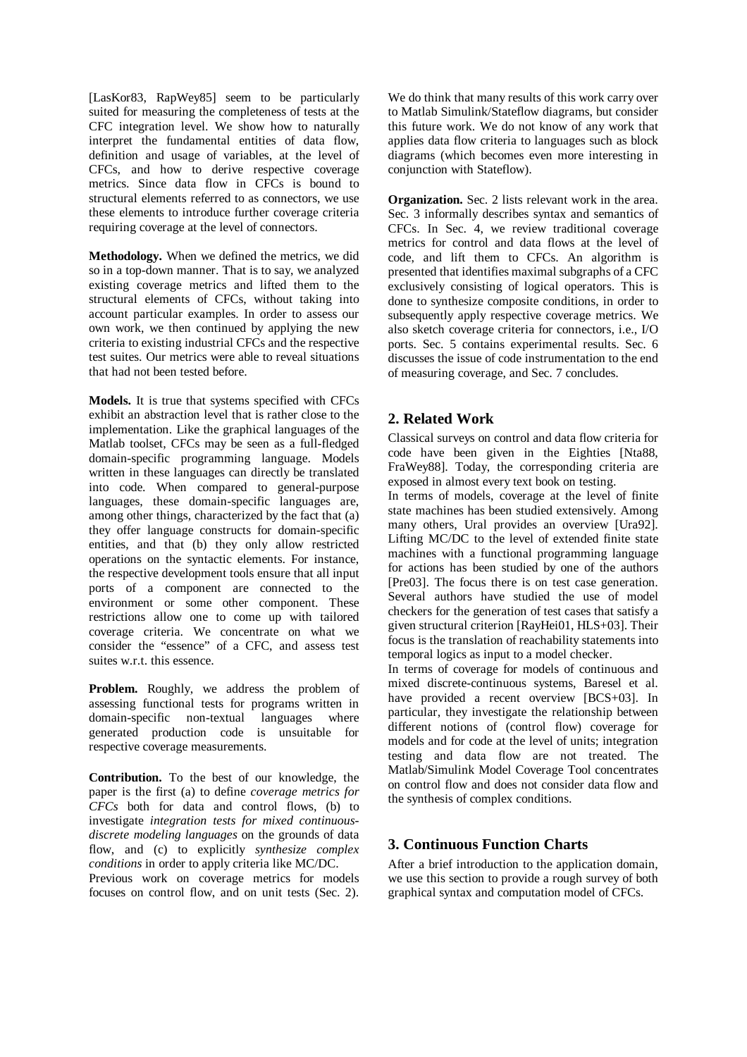[LasKor83, RapWey85] seem to be particularly suited for measuring the completeness of tests at the CFC integration level. We show how to naturally interpret the fundamental entities of data flow, definition and usage of variables, at the level of CFCs, and how to derive respective coverage metrics. Since data flow in CFCs is bound to structural elements referred to as connectors, we use these elements to introduce further coverage criteria requiring coverage at the level of connectors.

**Methodology.** When we defined the metrics, we did so in a top-down manner. That is to say, we analyzed existing coverage metrics and lifted them to the structural elements of CFCs, without taking into account particular examples. In order to assess our own work, we then continued by applying the new criteria to existing industrial CFCs and the respective test suites. Our metrics were able to reveal situations that had not been tested before.

**Models.** It is true that systems specified with CFCs exhibit an abstraction level that is rather close to the implementation. Like the graphical languages of the Matlab toolset, CFCs may be seen as a full-fledged domain-specific programming language. Models written in these languages can directly be translated into code. When compared to general-purpose languages, these domain-specific languages are, among other things, characterized by the fact that (a) they offer language constructs for domain-specific entities, and that (b) they only allow restricted operations on the syntactic elements. For instance, the respective development tools ensure that all input ports of a component are connected to the environment or some other component. These restrictions allow one to come up with tailored coverage criteria. We concentrate on what we consider the "essence" of a CFC, and assess test suites w.r.t. this essence.

**Problem.** Roughly, we address the problem of assessing functional tests for programs written in domain-specific non-textual languages where generated production code is unsuitable for respective coverage measurements.

**Contribution.** To the best of our knowledge, the paper is the first (a) to define *coverage metrics for CFCs* both for data and control flows, (b) to investigate *integration tests for mixed continuous-discrete modeling languages* on the grounds of data flow, and (c) to explicitly *synthesize complex conditions* in order to apply criteria like MC/DC.
Previous work on coverage metrics for models focuses on control flow, and on unit tests (Sec. 2). We do think that many results of this work carry over to Matlab Simulink/Stateflow diagrams, but consider this future work. We do not know of any work that applies data flow criteria to languages such as block diagrams (which becomes even more interesting in conjunction with Stateflow).

**Organization.** Sec. 2 lists relevant work in the area. Sec. 3 informally describes syntax and semantics of CFCs. In Sec. 4, we review traditional coverage metrics for control and data flows at the level of code, and lift them to CFCs. An algorithm is presented that identifies maximal subgraphs of a CFC exclusively consisting of logical operators. This is done to synthesize composite conditions, in order to subsequently apply respective coverage metrics. We also sketch coverage criteria for connectors, i.e., I/O ports. Sec. 5 contains experimental results. Sec. 6 discusses the issue of code instrumentation to the end of measuring coverage, and Sec. 7 concludes.

## 2. Related Work

Classical surveys on control and data flow criteria for code have been given in the Eighties [Nta88, FraWey88]. Today, the corresponding criteria are exposed in almost every text book on testing.
In terms of models, coverage at the level of finite state machines has been studied extensively. Among many others, Ural provides an overview [Ura92]. Lifting MC/DC to the level of extended finite state machines with a functional programming language for actions has been studied by one of the authors [Pre03]. The focus there is on test case generation. Several authors have studied the use of model checkers for the generation of test cases that satisfy a given structural criterion [RayHei01, HLS+03]. Their focus is the translation of reachability statements into temporal logics as input to a model checker.
In terms of coverage for models of continuous and mixed discrete-continuous systems, Baresel et al. have provided a recent overview [BCS+03]. In particular, they investigate the relationship between different notions of (control flow) coverage for models and for code at the level of units; integration testing and data flow are not treated. The Matlab/Simulink Model Coverage Tool concentrates on control flow and does not consider data flow and the synthesis of complex conditions.

## 3. Continuous Function Charts

After a brief introduction to the application domain, we use this section to provide a rough survey of both graphical syntax and computation model of CFCs.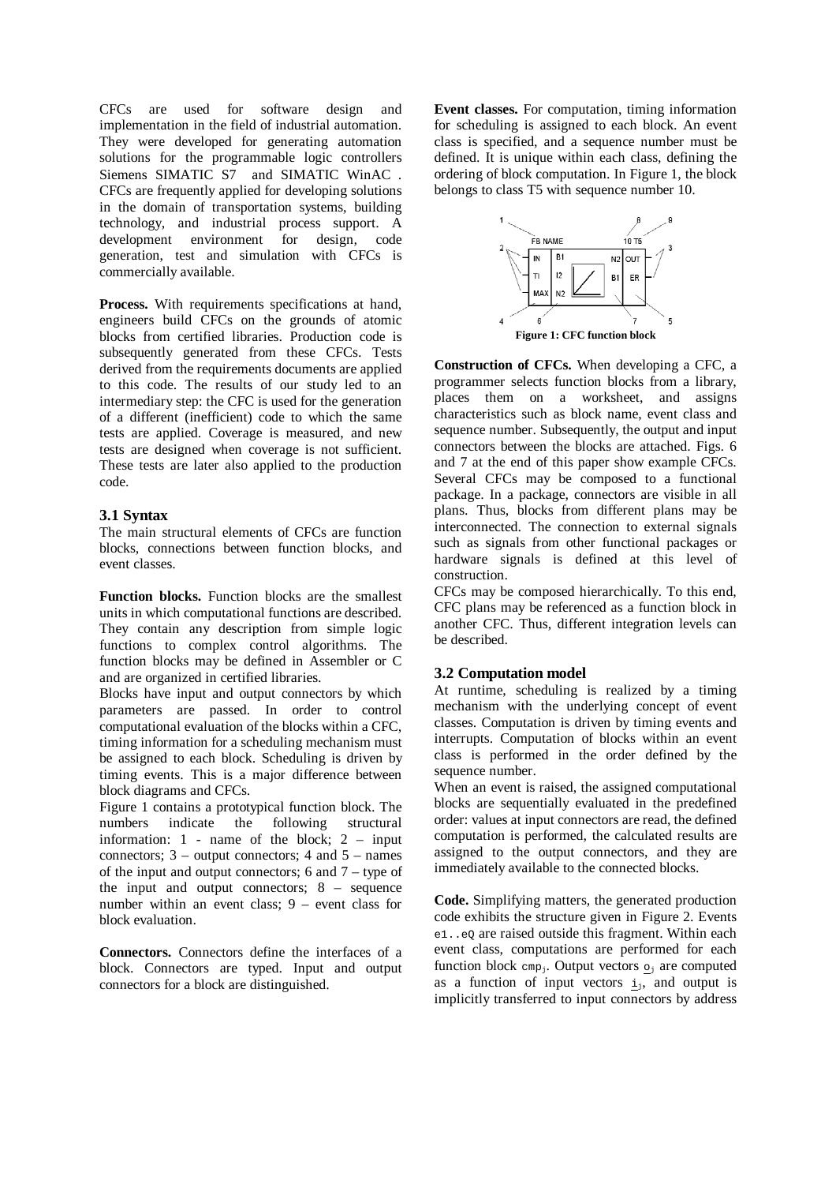CFCs are used for software design and implementation in the field of industrial automation. They were developed for generating automation solutions for the programmable logic controllers Siemens SIMATIC S7 and SIMATIC WinAC . CFCs are frequently applied for developing solutions in the domain of transportation systems, building technology, and industrial process support. A development environment for design, code generation, test and simulation with CFCs is commercially available.

**Process.** With requirements specifications at hand, engineers build CFCs on the grounds of atomic blocks from certified libraries. Production code is subsequently generated from these CFCs. Tests derived from the requirements documents are applied to this code. The results of our study led to an intermediary step: the CFC is used for the generation of a different (inefficient) code to which the same tests are applied. Coverage is measured, and new tests are designed when coverage is not sufficient. These tests are later also applied to the production code.

### 3.1 Syntax

The main structural elements of CFCs are function blocks, connections between function blocks, and event classes.

**Function blocks.** Function blocks are the smallest units in which computational functions are described. They contain any description from simple logic functions to complex control algorithms. The function blocks may be defined in Assembler or C and are organized in certified libraries.

Blocks have input and output connectors by which parameters are passed. In order to control computational evaluation of the blocks within a CFC, timing information for a scheduling mechanism must be assigned to each block. Scheduling is driven by timing events. This is a major difference between block diagrams and CFCs.

Figure 1 contains a prototypical function block. The numbers indicate the following structural information: 1 - name of the block; 2 – input connectors; 3 – output connectors; 4 and 5 – names of the input and output connectors; 6 and 7 – type of the input and output connectors; 8 – sequence number within an event class; 9 – event class for block evaluation.

**Connectors.** Connectors define the interfaces of a block. Connectors are typed. Input and output connectors for a block are distinguished.

**Event classes.** For computation, timing information for scheduling is assigned to each block. An event class is specified, and a sequence number must be defined. It is unique within each class, defining the ordering of block computation. In Figure 1, the block belongs to class T5 with sequence number 10.

**Figure 1: CFC function block**

**Construction of CFCs.** When developing a CFC, a programmer selects function blocks from a library, places them on a worksheet, and assigns characteristics such as block name, event class and sequence number. Subsequently, the output and input connectors between the blocks are attached. Figs. 6 and 7 at the end of this paper show example CFCs. Several CFCs may be composed to a functional package. In a package, connectors are visible in all plans. Thus, blocks from different plans may be interconnected. The connection to external signals such as signals from other functional packages or hardware signals is defined at this level of construction.

CFCs may be composed hierarchically. To this end, CFC plans may be referenced as a function block in another CFC. Thus, different integration levels can be described.

### 3.2 Computation model

At runtime, scheduling is realized by a timing mechanism with the underlying concept of event classes. Computation is driven by timing events and interrupts. Computation of blocks within an event class is performed in the order defined by the sequence number.

When an event is raised, the assigned computational blocks are sequentially evaluated in the predefined order: values at input connectors are read, the defined computation is performed, the calculated results are assigned to the output connectors, and they are immediately available to the connected blocks.

**Code.** Simplifying matters, the generated production code exhibits the structure given in Figure 2. Events `e1..eQ` are raised outside this fragment. Within each event class, computations are performed for each function block $\mathtt{cmp}_j$. Output vectors $\underline{o}_j$ are computed as a function of input vectors $\underline{i}_j$, and output is implicitly transferred to input connectors by address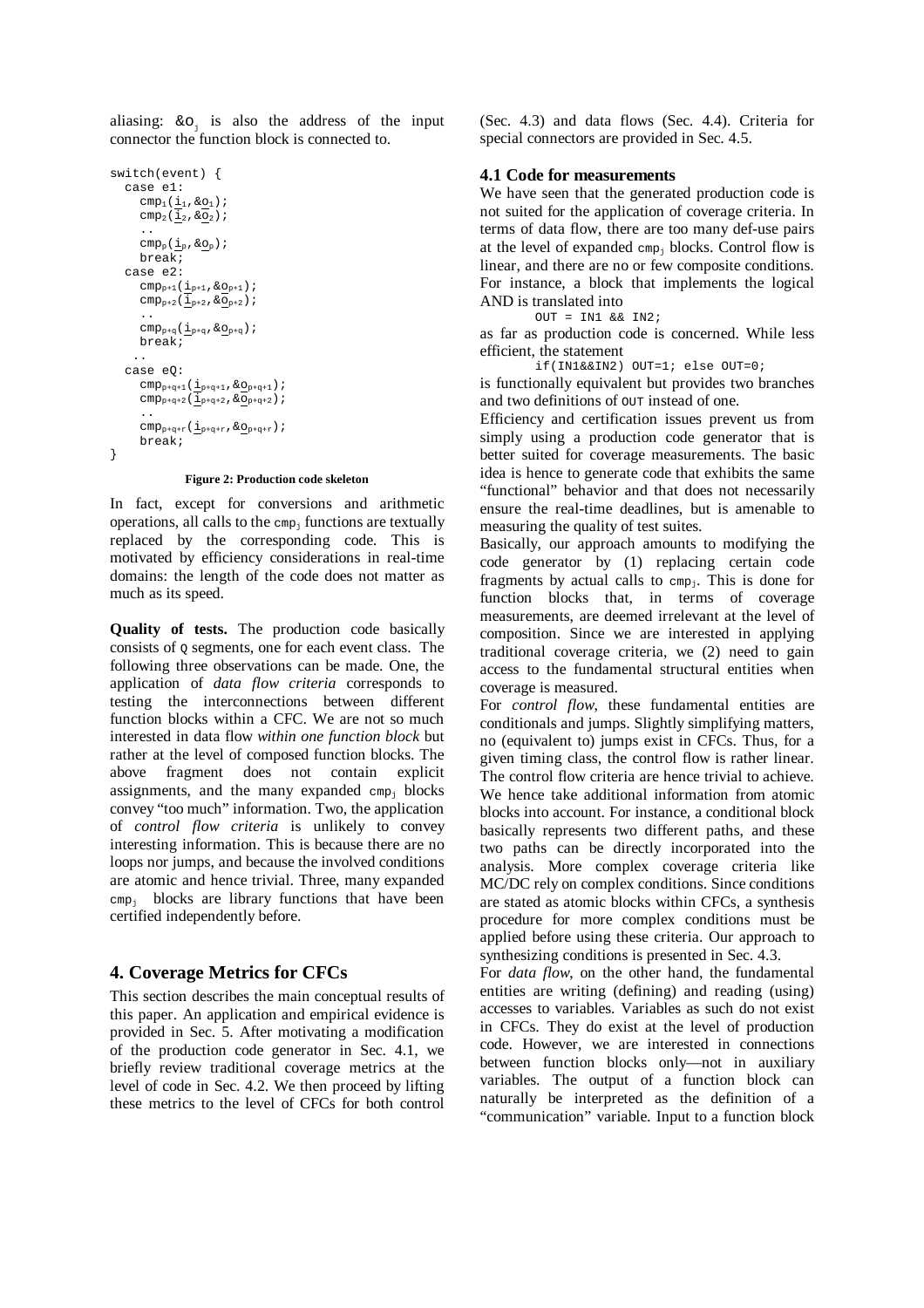aliasing: $\&o_j$ is also the address of the input connector the function block is connected to.

```
switch(event) {
  case e1:
    cmp1(i1,&o1);
    cmp2(i2,&o2);
    ..
    cmpp(ip,&op);
    break;
  case e2:
    cmpp+1(ip+1,&op+1);
    cmpp+2(ip+2,&op+2);
    ..
    cmpp+q(ip+q,&op+q);
    break;
   ..
  case eQ:
    cmpp+q+1(ip+q+1,&op+q+1);
    cmpp+q+2(ip+q+2,&op+q+2);
    ..
    cmpp+q+r(ip+q+r,&op+q+r);
    break;
}
```

**Figure 2: Production code skeleton**

In fact, except for conversions and arithmetic operations, all calls to the $cmp_j$ functions are textually replaced by the corresponding code. This is motivated by efficiency considerations in real-time domains: the length of the code does not matter as much as its speed.

**Quality of tests.** The production code basically consists of Q segments, one for each event class. The following three observations can be made. One, the application of *data flow criteria* corresponds to testing the interconnections between different function blocks within a CFC. We are not so much interested in data flow *within one function block* but rather at the level of composed function blocks. The above fragment does not contain explicit assignments, and the many expanded $cmp_j$ blocks convey "too much" information. Two, the application of *control flow criteria* is unlikely to convey interesting information. This is because there are no loops nor jumps, and because the involved conditions are atomic and hence trivial. Three, many expanded $cmp_j$ blocks are library functions that have been certified independently before.

## 4. Coverage Metrics for CFCs

This section describes the main conceptual results of this paper. An application and empirical evidence is provided in Sec. 5. After motivating a modification of the production code generator in Sec. 4.1, we briefly review traditional coverage metrics at the level of code in Sec. 4.2. We then proceed by lifting these metrics to the level of CFCs for both control (Sec. 4.3) and data flows (Sec. 4.4). Criteria for special connectors are provided in Sec. 4.5.

### 4.1 Code for measurements

We have seen that the generated production code is not suited for the application of coverage criteria. In terms of data flow, there are too many def-use pairs at the level of expanded $cmp_j$ blocks. Control flow is linear, and there are no or few composite conditions. For instance, a block that implements the logical AND is translated into

```
OUT = IN1 && IN2;
```

as far as production code is concerned. While less efficient, the statement

```
if(IN1&&IN2) OUT=1; else OUT=0;
```

is functionally equivalent but provides two branches and two definitions of OUT instead of one.

Efficiency and certification issues prevent us from simply using a production code generator that is better suited for coverage measurements. The basic idea is hence to generate code that exhibits the same "functional" behavior and that does not necessarily ensure the real-time deadlines, but is amenable to measuring the quality of test suites.

Basically, our approach amounts to modifying the code generator by (1) replacing certain code fragments by actual calls to $cmp_j$. This is done for function blocks that, in terms of coverage measurements, are deemed irrelevant at the level of composition. Since we are interested in applying traditional coverage criteria, we (2) need to gain access to the fundamental structural entities when coverage is measured.

For *control flow*, these fundamental entities are conditionals and jumps. Slightly simplifying matters, no (equivalent to) jumps exist in CFCs. Thus, for a given timing class, the control flow is rather linear. The control flow criteria are hence trivial to achieve. We hence take additional information from atomic blocks into account. For instance, a conditional block basically represents two different paths, and these two paths can be directly incorporated into the analysis. More complex coverage criteria like MC/DC rely on complex conditions. Since conditions are stated as atomic blocks within CFCs, a synthesis procedure for more complex conditions must be applied before using these criteria. Our approach to synthesizing conditions is presented in Sec. 4.3.

For *data flow*, on the other hand, the fundamental entities are writing (defining) and reading (using) accesses to variables. Variables as such do not exist in CFCs. They do exist at the level of production code. However, we are interested in connections between function blocks only—not in auxiliary variables. The output of a function block can naturally be interpreted as the definition of a "communication" variable. Input to a function block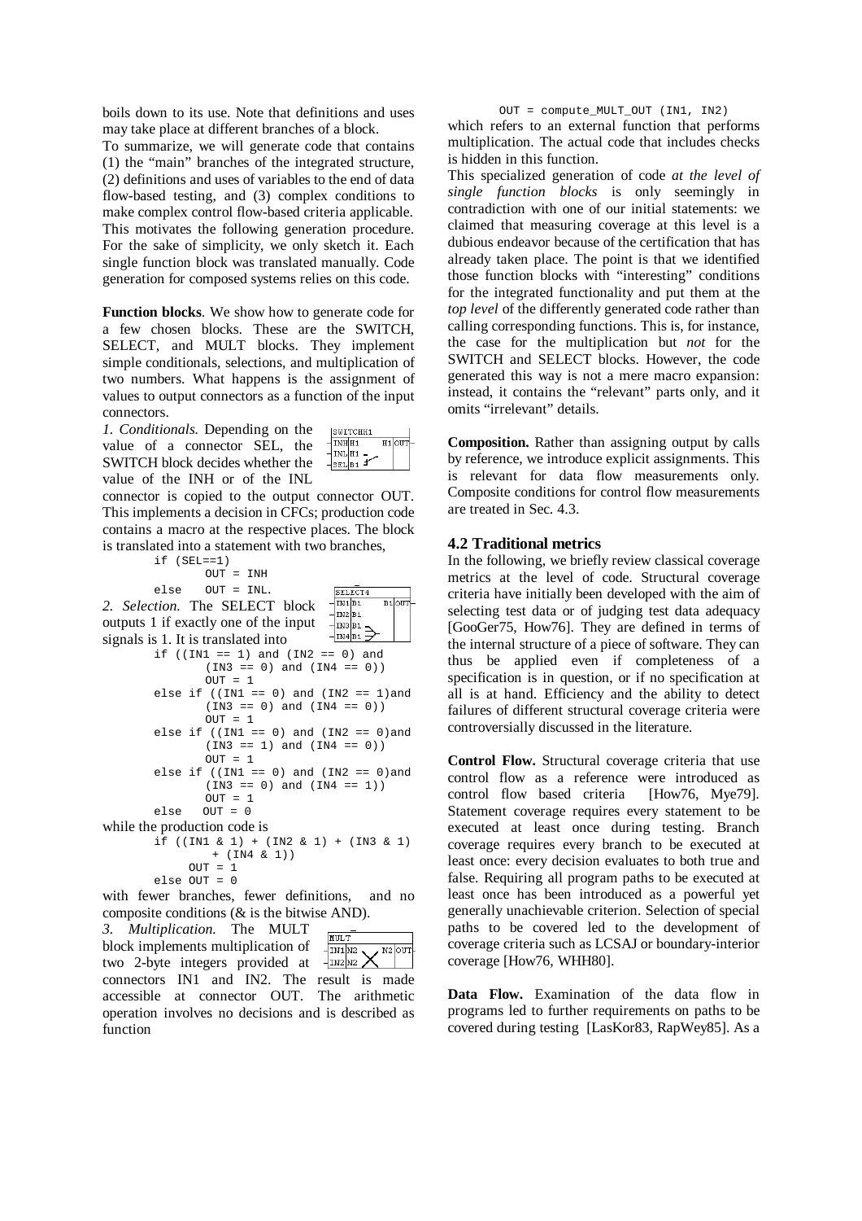boils down to its use. Note that definitions and uses may take place at different branches of a block.

To summarize, we will generate code that contains (1) the "main" branches of the integrated structure, (2) definitions and uses of variables to the end of data flow-based testing, and (3) complex conditions to make complex control flow-based criteria applicable. This motivates the following generation procedure. For the sake of simplicity, we only sketch it. Each single function block was translated manually. Code generation for composed systems relies on this code.

**Function blocks**. We show how to generate code for a few chosen blocks. These are the SWITCH, SELECT, and MULT blocks. They implement simple conditionals, selections, and multiplication of two numbers. What happens is the assignment of values to output connectors as a function of the input connectors.

*1. Conditionals.* Depending on the value of a connector SEL, the SWITCH block decides whether the value of the INH or of the INL connector is copied to the output connector OUT. This implements a decision in CFCs; production code contains a macro at the respective places. The block is translated into a statement with two branches,

```
if (SEL==1)
      OUT = INH
else   OUT = INL.
```

*2. Selection.* The SELECT block outputs 1 if exactly one of the input signals is 1. It is translated into

```
if ((IN1 == 1) and (IN2 == 0) and
      (IN3 == 0) and (IN4 == 0))
      OUT = 1
else if ((IN1 == 0) and (IN2 == 1)and
      (IN3 == 0) and (IN4 == 0))
      OUT = 1
else if ((IN1 == 0) and (IN2 == 0)and
      (IN3 == 1) and (IN4 == 0))
      OUT = 1
else if ((IN1 == 0) and (IN2 == 0)and
      (IN3 == 0) and (IN4 == 1))
      OUT = 1
else   OUT = 0
```

while the production code is

```
if ((IN1 & 1) + (IN2 & 1) + (IN3 & 1)
      + (IN4 & 1))
    OUT = 1
else OUT = 0
```

with fewer branches, fewer definitions, and no composite conditions (& is the bitwise AND).

*3. Multiplication.* The MULT block implements multiplication of two 2-byte integers provided at connectors IN1 and IN2. The result is made accessible at connector OUT. The arithmetic operation involves no decisions and is described as function

```
OUT = compute_MULT_OUT (IN1, IN2)
```

which refers to an external function that performs multiplication. The actual code that includes checks is hidden in this function.

This specialized generation of code *at the level of single function blocks* is only seemingly in contradiction with one of our initial statements: we claimed that measuring coverage at this level is a dubious endeavor because of the certification that has already taken place. The point is that we identified those function blocks with "interesting" conditions for the integrated functionality and put them at the *top level* of the differently generated code rather than calling corresponding functions. This is, for instance, the case for the multiplication but *not* for the SWITCH and SELECT blocks. However, the code generated this way is not a mere macro expansion: instead, it contains the "relevant" parts only, and it omits "irrelevant" details.

**Composition.** Rather than assigning output by calls by reference, we introduce explicit assignments. This is relevant for data flow measurements only. Composite conditions for control flow measurements are treated in Sec. 4.3.

### 4.2 Traditional metrics

In the following, we briefly review classical coverage metrics at the level of code. Structural coverage criteria have initially been developed with the aim of selecting test data or of judging test data adequacy [GooGer75, How76]. They are defined in terms of the internal structure of a piece of software. They can thus be applied even if completeness of a specification is in question, or if no specification at all is at hand. Efficiency and the ability to detect failures of different structural coverage criteria were controversially discussed in the literature.

**Control Flow.** Structural coverage criteria that use control flow as a reference were introduced as control flow based criteria [How76, Mye79]. Statement coverage requires every statement to be executed at least once during testing. Branch coverage requires every branch to be executed at least once: every decision evaluates to both true and false. Requiring all program paths to be executed at least once has been introduced as a powerful yet generally unachievable criterion. Selection of special paths to be covered led to the development of coverage criteria such as LCSAJ or boundary-interior coverage [How76, WHH80].

**Data Flow.** Examination of the data flow in programs led to further requirements on paths to be covered during testing [LasKor83, RapWey85]. As a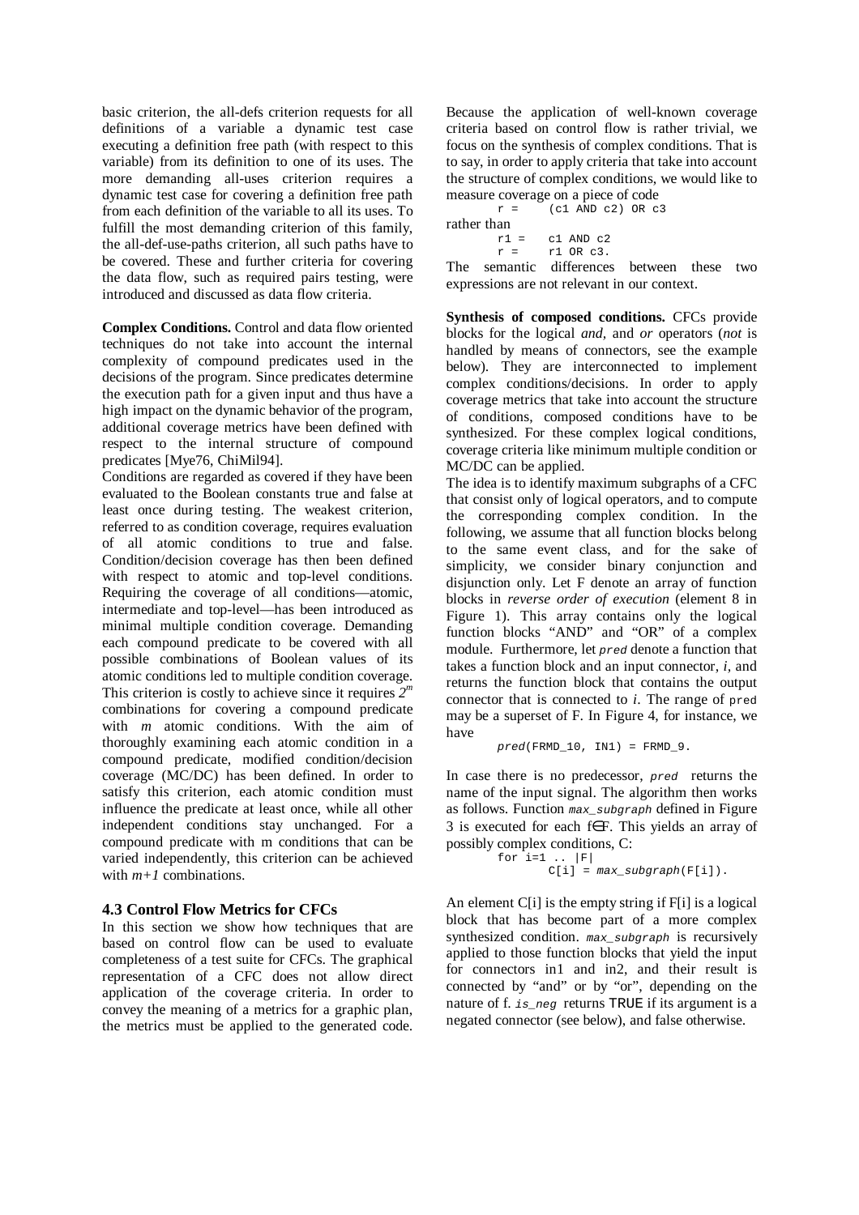basic criterion, the all-defs criterion requests for all definitions of a variable a dynamic test case executing a definition free path (with respect to this variable) from its definition to one of its uses. The more demanding all-uses criterion requires a dynamic test case for covering a definition free path from each definition of the variable to all its uses. To fulfill the most demanding criterion of this family, the all-def-use-paths criterion, all such paths have to be covered. These and further criteria for covering the data flow, such as required pairs testing, were introduced and discussed as data flow criteria.

**Complex Conditions.** Control and data flow oriented techniques do not take into account the internal complexity of compound predicates used in the decisions of the program. Since predicates determine the execution path for a given input and thus have a high impact on the dynamic behavior of the program, additional coverage metrics have been defined with respect to the internal structure of compound predicates [Mye76, ChiMil94].

Conditions are regarded as covered if they have been evaluated to the Boolean constants true and false at least once during testing. The weakest criterion, referred to as condition coverage, requires evaluation of all atomic conditions to true and false. Condition/decision coverage has then been defined with respect to atomic and top-level conditions. Requiring the coverage of all conditions—atomic, intermediate and top-level—has been introduced as minimal multiple condition coverage. Demanding each compound predicate to be covered with all possible combinations of Boolean values of its atomic conditions led to multiple condition coverage. This criterion is costly to achieve since it requires $2^m$ combinations for covering a compound predicate with $m$ atomic conditions. With the aim of thoroughly examining each atomic condition in a compound predicate, modified condition/decision coverage (MC/DC) has been defined. In order to satisfy this criterion, each atomic condition must influence the predicate at least once, while all other independent conditions stay unchanged. For a compound predicate with m conditions that can be varied independently, this criterion can be achieved with $m+1$ combinations.

### 4.3 Control Flow Metrics for CFCs

In this section we show how techniques that are based on control flow can be used to evaluate completeness of a test suite for CFCs. The graphical representation of a CFC does not allow direct application of the coverage criteria. In order to convey the meaning of a metrics for a graphic plan, the metrics must be applied to the generated code.

Because the application of well-known coverage criteria based on control flow is rather trivial, we focus on the synthesis of complex conditions. That is to say, in order to apply criteria that take into account the structure of complex conditions, we would like to measure coverage on a piece of code

```
r =    (c1 AND c2) OR c3
```

rather than

```
r1 =   c1 AND c2
r =    r1 OR c3.
```

The semantic differences between these two expressions are not relevant in our context.

**Synthesis of composed conditions.** CFCs provide blocks for the logical *and*, and *or* operators (*not* is handled by means of connectors, see the example below). They are interconnected to implement complex conditions/decisions. In order to apply coverage metrics that take into account the structure of conditions, composed conditions have to be synthesized. For these complex logical conditions, coverage criteria like minimum multiple condition or MC/DC can be applied.

The idea is to identify maximum subgraphs of a CFC that consist only of logical operators, and to compute the corresponding complex condition. In the following, we assume that all function blocks belong to the same event class, and for the sake of simplicity, we consider binary conjunction and disjunction only. Let F denote an array of function blocks in *reverse order of execution* (element 8 in Figure 1). This array contains only the logical function blocks "AND" and "OR" of a complex module. Furthermore, let *pred* denote a function that takes a function block and an input connector, *i*, and returns the function block that contains the output connector that is connected to *i*. The range of pred may be a superset of F. In Figure 4, for instance, we have

```
pred(FRMD_10, IN1) = FRMD_9.
```

In case there is no predecessor, *pred* returns the name of the input signal. The algorithm then works as follows. Function *max_subgraph* defined in Figure 3 is executed for each f∈F. This yields an array of possibly complex conditions, C:

```
for i=1 .. |F|
        C[i] = max_subgraph(F[i]).
```

An element C[i] is the empty string if F[i] is a logical block that has become part of a more complex synthesized condition. *max_subgraph* is recursively applied to those function blocks that yield the input for connectors in1 and in2, and their result is connected by "and" or by "or", depending on the nature of f. *is_neg* returns TRUE if its argument is a negated connector (see below), and false otherwise.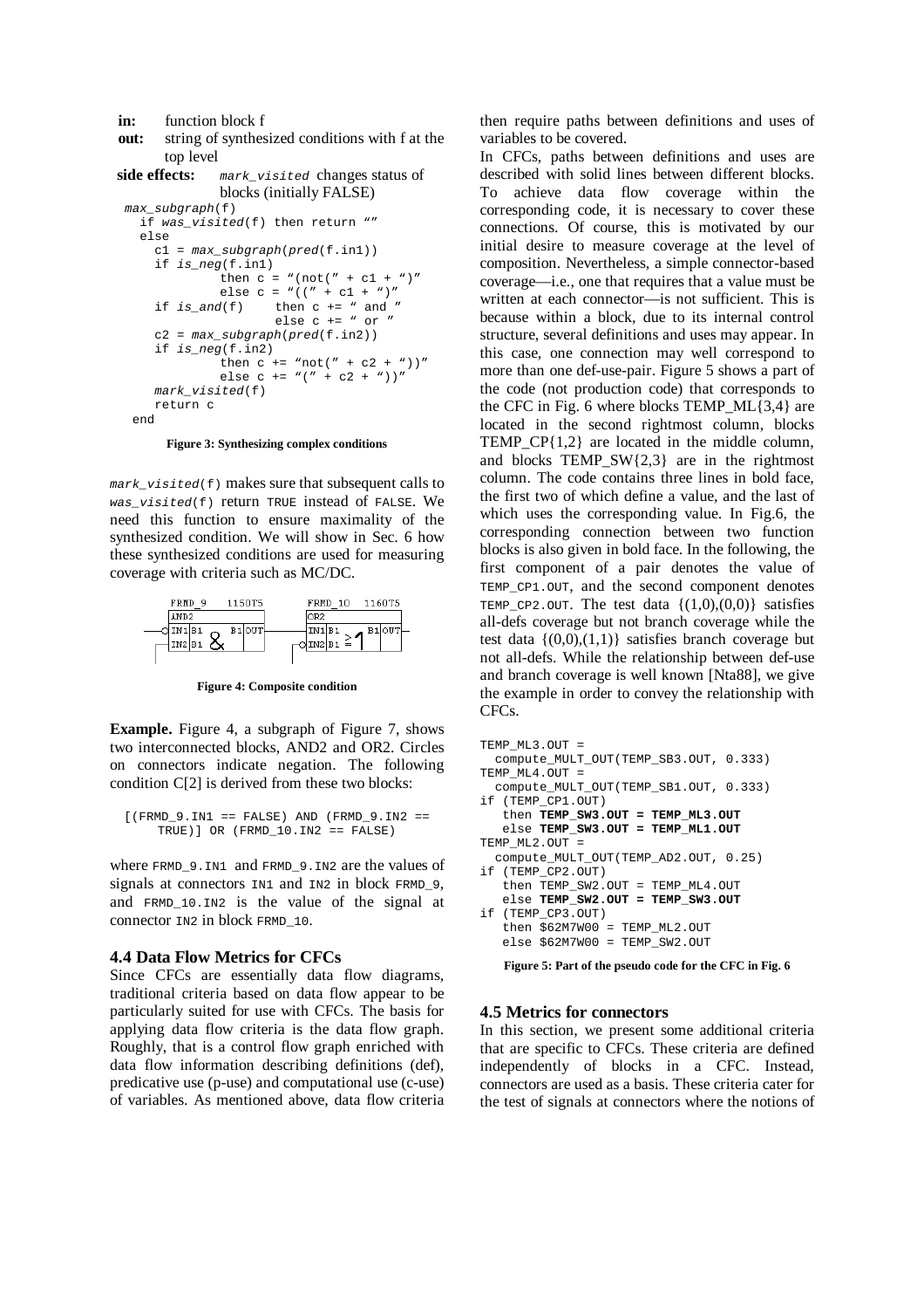**in:** function block f
**out:** string of synthesized conditions with f at the top level
**side effects:** *mark_visited* changes status of blocks (initially FALSE)

```
max_subgraph(f)
  if was_visited(f) then return ""
  else
    c1 = max_subgraph(pred(f.in1))
    if is_neg(f.in1)
            then c = "(not(" + c1 + ")"
            else c = "((" + c1 + ")"
    if is_and(f)     then c += " and "
                     else c += " or "
    c2 = max_subgraph(pred(f.in2))
    if is_neg(f.in2)
            then c += "not(" + c2 + "))"
            else c += "(" + c2 + "))"
    mark_visited(f)
    return c
 end
```

**Figure 3: Synthesizing complex conditions**

`mark_visited(f)` makes sure that subsequent calls to `was_visited(f)` return TRUE instead of FALSE. We need this function to ensure maximality of the synthesized condition. We will show in Sec. 6 how these synthesized conditions are used for measuring coverage with criteria such as MC/DC.

**Figure 4: Composite condition**

**Example.** Figure 4, a subgraph of Figure 7, shows two interconnected blocks, AND2 and OR2. Circles on connectors indicate negation. The following condition C[2] is derived from these two blocks:

```
[(FRMD_9.IN1 == FALSE) AND (FRMD_9.IN2 ==
     TRUE)] OR (FRMD_10.IN2 == FALSE)
```

where FRMD_9.IN1 and FRMD_9.IN2 are the values of signals at connectors IN1 and IN2 in block FRMD_9, and FRMD_10.IN2 is the value of the signal at connector IN2 in block FRMD_10.

### 4.4 Data Flow Metrics for CFCs

Since CFCs are essentially data flow diagrams, traditional criteria based on data flow appear to be particularly suited for use with CFCs. The basis for applying data flow criteria is the data flow graph. Roughly, that is a control flow graph enriched with data flow information describing definitions (def), predicative use (p-use) and computational use (c-use) of variables. As mentioned above, data flow criteria then require paths between definitions and uses of variables to be covered.

In CFCs, paths between definitions and uses are described with solid lines between different blocks. To achieve data flow coverage within the corresponding code, it is necessary to cover these connections. Of course, this is motivated by our initial desire to measure coverage at the level of composition. Nevertheless, a simple connector-based coverage—i.e., one that requires that a value must be written at each connector—is not sufficient. This is because within a block, due to its internal control structure, several definitions and uses may appear. In this case, one connection may well correspond to more than one def-use-pair. Figure 5 shows a part of the code (not production code) that corresponds to the CFC in Fig. 6 where blocks TEMP_ML{3,4} are located in the second rightmost column, blocks TEMP_CP{1,2} are located in the middle column, and blocks TEMP_SW{2,3} are in the rightmost column. The code contains three lines in bold face, the first two of which define a value, and the last of which uses the corresponding value. In Fig.6, the corresponding connection between two function blocks is also given in bold face. In the following, the first component of a pair denotes the value of TEMP_CP1.OUT, and the second component denotes TEMP_CP2.OUT. The test data {(1,0),(0,0)} satisfies all-defs coverage but not branch coverage while the test data {(0,0),(1,1)} satisfies branch coverage but not all-defs. While the relationship between def-use and branch coverage is well known [Nta88], we give the example in order to convey the relationship with CFCs.

```
TEMP_ML3.OUT =
  compute_MULT_OUT(TEMP_SB3.OUT, 0.333)
TEMP_ML4.OUT =
  compute_MULT_OUT(TEMP_SB1.OUT, 0.333)
if (TEMP_CP1.OUT)
   then TEMP_SW3.OUT = TEMP_ML3.OUT
   else TEMP_SW3.OUT = TEMP_ML1.OUT
TEMP_ML2.OUT =
  compute_MULT_OUT(TEMP_AD2.OUT, 0.25)
if (TEMP_CP2.OUT)
   then TEMP_SW2.OUT = TEMP_ML4.OUT
   else TEMP_SW2.OUT = TEMP_SW3.OUT
if (TEMP_CP3.OUT)
   then $62M7W00 = TEMP_ML2.OUT
   else $62M7W00 = TEMP_SW2.OUT
```

**Figure 5: Part of the pseudo code for the CFC in Fig. 6**

### 4.5 Metrics for connectors

In this section, we present some additional criteria that are specific to CFCs. These criteria are defined independently of blocks in a CFC. Instead, connectors are used as a basis. These criteria cater for the test of signals at connectors where the notions of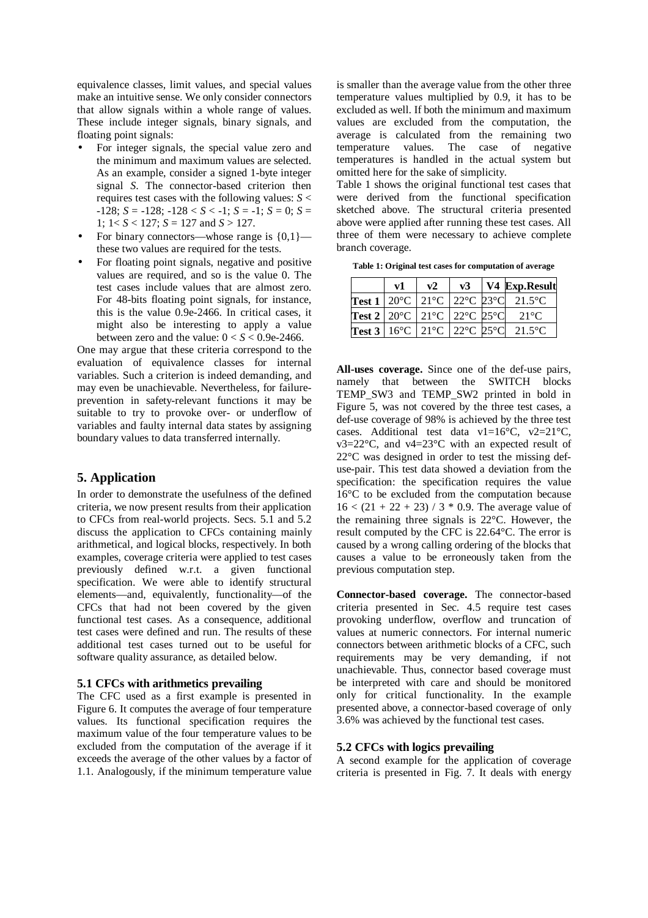equivalence classes, limit values, and special values make an intuitive sense. We only consider connectors that allow signals within a whole range of values. These include integer signals, binary signals, and floating point signals:

- For integer signals, the special value zero and the minimum and maximum values are selected. As an example, consider a signed 1-byte integer signal $S$. The connector-based criterion then requires test cases with the following values: $S < -128$; $S = -128$; $-128 < S < -1$; $S = -1$; $S = 0$; $S = 1$; $1 < S < 127$; $S = 127$ and $S > 127$.
- For binary connectors—whose range is $\{0,1\}$—these two values are required for the tests.
- For floating point signals, negative and positive values are required, and so is the value 0. The test cases include values that are almost zero. For 48-bits floating point signals, for instance, this is the value 0.9e-2466. In critical cases, it might also be interesting to apply a value between zero and the value: $0 < S < 0.9\text{e-}2466$.

One may argue that these criteria correspond to the evaluation of equivalence classes for internal variables. Such a criterion is indeed demanding, and may even be unachievable. Nevertheless, for failure-prevention in safety-relevant functions it may be suitable to try to provoke over- or underflow of variables and faulty internal data states by assigning boundary values to data transferred internally.

## 5. Application

In order to demonstrate the usefulness of the defined criteria, we now present results from their application to CFCs from real-world projects. Secs. 5.1 and 5.2 discuss the application to CFCs containing mainly arithmetical, and logical blocks, respectively. In both examples, coverage criteria were applied to test cases previously defined w.r.t. a given functional specification. We were able to identify structural elements—and, equivalently, functionality—of the CFCs that had not been covered by the given functional test cases. As a consequence, additional test cases were defined and run. The results of these additional test cases turned out to be useful for software quality assurance, as detailed below.

### 5.1 CFCs with arithmetics prevailing

The CFC used as a first example is presented in Figure 6. It computes the average of four temperature values. Its functional specification requires the maximum value of the four temperature values to be excluded from the computation of the average if it exceeds the average of the other values by a factor of 1.1. Analogously, if the minimum temperature value is smaller than the average value from the other three temperature values multiplied by 0.9, it has to be excluded as well. If both the minimum and maximum values are excluded from the computation, the average is calculated from the remaining two temperature values. The case of negative temperatures is handled in the actual system but omitted here for the sake of simplicity.

Table 1 shows the original functional test cases that were derived from the functional specification sketched above. The structural criteria presented above were applied after running these test cases. All three of them were necessary to achieve complete branch coverage.

**Table 1: Original test cases for computation of average**

| | v1 | v2 | v3 | V4 | Exp.Result |
|---|---|---|---|---|---|
| **Test 1** | 20°C | 21°C | 22°C | 23°C | 21.5°C |
| **Test 2** | 20°C | 21°C | 22°C | 25°C | 21°C |
| **Test 3** | 16°C | 21°C | 22°C | 25°C | 21.5°C |

**All-uses coverage.** Since one of the def-use pairs, namely that between the SWITCH blocks TEMP_SW3 and TEMP_SW2 printed in bold in Figure 5, was not covered by the three test cases, a def-use coverage of 98% is achieved by the three test cases. Additional test data v1=16°C, v2=21°C, v3=22°C, and v4=23°C with an expected result of 22°C was designed in order to test the missing def-use-pair. This test data showed a deviation from the specification: the specification requires the value 16°C to be excluded from the computation because $16 < (21 + 22 + 23) / 3 * 0.9$. The average value of the remaining three signals is 22°C. However, the result computed by the CFC is 22.64°C. The error is caused by a wrong calling ordering of the blocks that causes a value to be erroneously taken from the previous computation step.

**Connector-based coverage.** The connector-based criteria presented in Sec. 4.5 require test cases provoking underflow, overflow and truncation of values at numeric connectors. For internal numeric connectors between arithmetic blocks of a CFC, such requirements may be very demanding, if not unachievable. Thus, connector based coverage must be interpreted with care and should be monitored only for critical functionality. In the example presented above, a connector-based coverage of only 3.6% was achieved by the functional test cases.

### 5.2 CFCs with logics prevailing

A second example for the application of coverage criteria is presented in Fig. 7. It deals with energy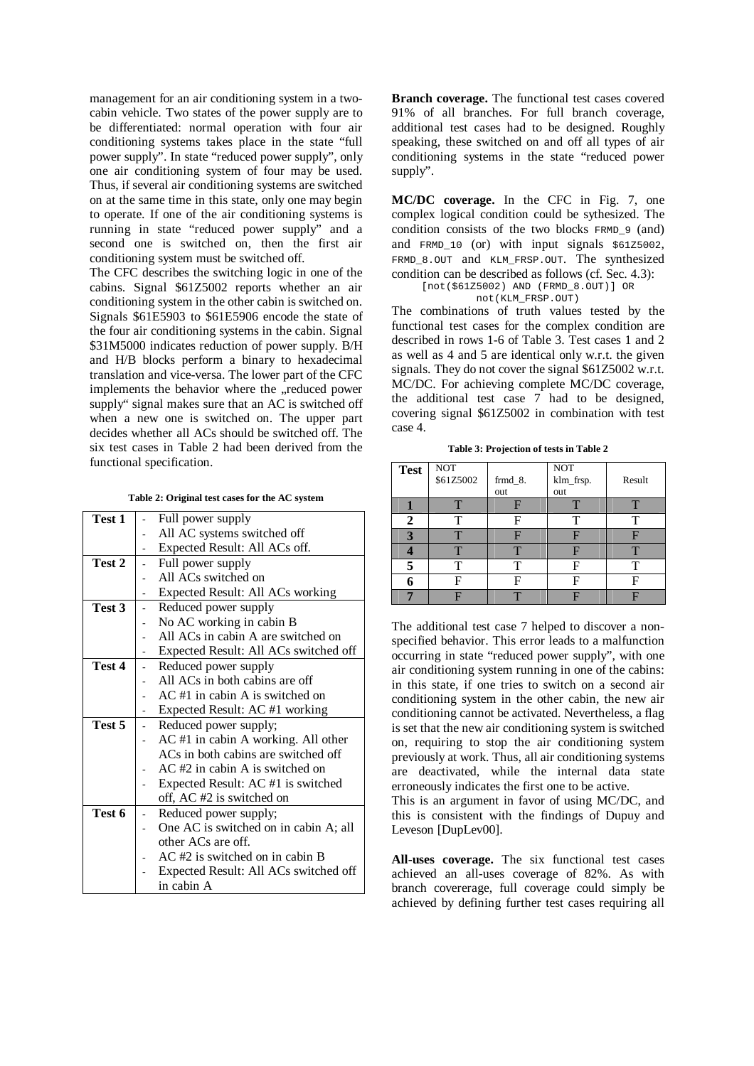management for an air conditioning system in a two-cabin vehicle. Two states of the power supply are to be differentiated: normal operation with four air conditioning systems takes place in the state "full power supply". In state "reduced power supply", only one air conditioning system of four may be used. Thus, if several air conditioning systems are switched on at the same time in this state, only one may begin to operate. If one of the air conditioning systems is running in state "reduced power supply" and a second one is switched on, then the first air conditioning system must be switched off.

The CFC describes the switching logic in one of the cabins. Signal $61Z5002 reports whether an air conditioning system in the other cabin is switched on. Signals $61E5903 to $61E5906 encode the state of the four air conditioning systems in the cabin. Signal $31M5000 indicates reduction of power supply. B/H and H/B blocks perform a binary to hexadecimal translation and vice-versa. The lower part of the CFC implements the behavior where the „reduced power supply" signal makes sure that an AC is switched off when a new one is switched on. The upper part decides whether all ACs should be switched off. The six test cases in Table 2 had been derived from the functional specification.

**Table 2: Original test cases for the AC system**

| | |
|---|---|
| **Test 1** | - Full power supply<br>- All AC systems switched off<br>- Expected Result: All ACs off. |
| **Test 2** | - Full power supply<br>- All ACs switched on<br>- Expected Result: All ACs working |
| **Test 3** | - Reduced power supply<br>- No AC working in cabin B<br>- All ACs in cabin A are switched on<br>- Expected Result: All ACs switched off |
| **Test 4** | - Reduced power supply<br>- All ACs in both cabins are off<br>- AC #1 in cabin A is switched on<br>- Expected Result: AC #1 working |
| **Test 5** | - Reduced power supply;<br>- AC #1 in cabin A working. All other ACs in both cabins are switched off<br>- AC #2 in cabin A is switched on<br>- Expected Result: AC #1 is switched off, AC #2 is switched on |
| **Test 6** | - Reduced power supply;<br>- One AC is switched on in cabin A; all other ACs are off.<br>- AC #2 is switched on in cabin B<br>- Expected Result: All ACs switched off in cabin A |

**Branch coverage.** The functional test cases covered 91% of all branches. For full branch coverage, additional test cases had to be designed. Roughly speaking, these switched on and off all types of air conditioning systems in the state "reduced power supply".

**MC/DC coverage.** In the CFC in Fig. 7, one complex logical condition could be sythesized. The condition consists of the two blocks `FRMD_9` (and) and `FRMD_10` (or) with input signals `$61Z5002`, `FRMD_8.OUT` and `KLM_FRSP.OUT`. The synthesized condition can be described as follows (cf. Sec. 4.3):

```
[not($61Z5002) AND (FRMD_8.OUT)] OR
        not(KLM_FRSP.OUT)
```

The combinations of truth values tested by the functional test cases for the complex condition are described in rows 1-6 of Table 3. Test cases 1 and 2 as well as 4 and 5 are identical only w.r.t. the given signals. They do not cover the signal $61Z5002 w.r.t. MC/DC. For achieving complete MC/DC coverage, the additional test case 7 had to be designed, covering signal $61Z5002 in combination with test case 4.

**Table 3: Projection of tests in Table 2**

| Test | NOT $61Z5002 | frmd_8. out | NOT klm_frsp. out | Result |
|---|---|---|---|---|
| **1** | T | F | T | T |
| **2** | T | F | T | T |
| **3** | T | F | F | F |
| **4** | T | T | F | T |
| **5** | T | T | F | T |
| **6** | F | F | F | F |
| **7** | F | T | F | F |

The additional test case 7 helped to discover a non-specified behavior. This error leads to a malfunction occurring in state "reduced power supply", with one air conditioning system running in one of the cabins: in this state, if one tries to switch on a second air conditioning system in the other cabin, the new air conditioning cannot be activated. Nevertheless, a flag is set that the new air conditioning system is switched on, requiring to stop the air conditioning system previously at work. Thus, all air conditioning systems are deactivated, while the internal data state erroneously indicates the first one to be active.

This is an argument in favor of using MC/DC, and this is consistent with the findings of Dupuy and Leveson [DupLev00].

**All-uses coverage.** The six functional test cases achieved an all-uses coverage of 82%. As with branch covererage, full coverage could simply be achieved by defining further test cases requiring all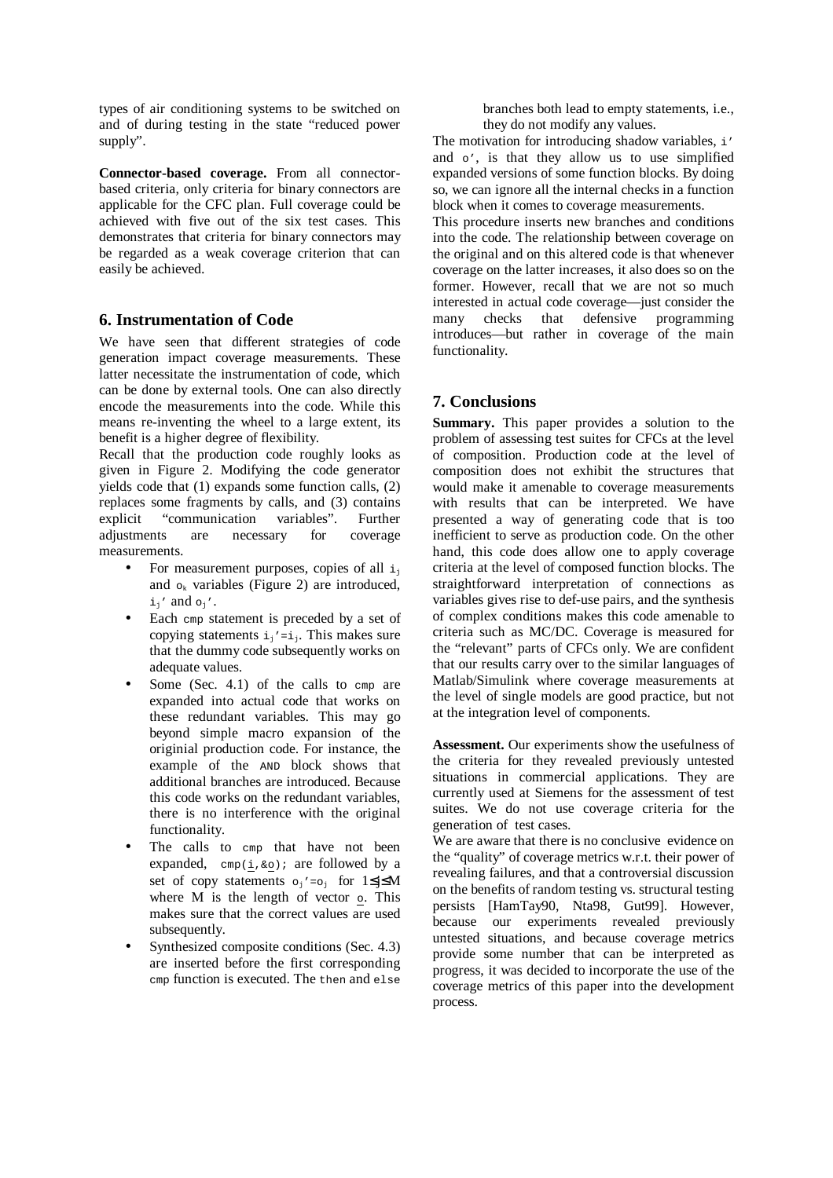types of air conditioning systems to be switched on and of during testing in the state "reduced power supply".

**Connector-based coverage.** From all connector-based criteria, only criteria for binary connectors are applicable for the CFC plan. Full coverage could be achieved with five out of the six test cases. This demonstrates that criteria for binary connectors may be regarded as a weak coverage criterion that can easily be achieved.

## 6. Instrumentation of Code

We have seen that different strategies of code generation impact coverage measurements. These latter necessitate the instrumentation of code, which can be done by external tools. One can also directly encode the measurements into the code. While this means re-inventing the wheel to a large extent, its benefit is a higher degree of flexibility.

Recall that the production code roughly looks as given in Figure 2. Modifying the code generator yields code that (1) expands some function calls, (2) replaces some fragments by calls, and (3) contains explicit "communication variables". Further adjustments are necessary for coverage measurements.

- For measurement purposes, copies of all $i_j$ and $o_k$ variables (Figure 2) are introduced, $i_j'$ and $o_j'$.
- Each `cmp` statement is preceded by a set of copying statements $i_j'=i_j$. This makes sure that the dummy code subsequently works on adequate values.
- Some (Sec. 4.1) of the calls to `cmp` are expanded into actual code that works on these redundant variables. This may go beyond simple macro expansion of the originial production code. For instance, the example of the `AND` block shows that additional branches are introduced. Because this code works on the redundant variables, there is no interference with the original functionality.
- The calls to `cmp` that have not been expanded, `cmp(i,&o);` are followed by a set of copy statements $o_j'=o_j$ for $1 \leq j \leq M$ where M is the length of vector $\underline{o}$. This makes sure that the correct values are used subsequently.
- Synthesized composite conditions (Sec. 4.3) are inserted before the first corresponding `cmp` function is executed. The `then` and `else` branches both lead to empty statements, i.e., they do not modify any values.

The motivation for introducing shadow variables, `i'` and `o'`, is that they allow us to use simplified expanded versions of some function blocks. By doing so, we can ignore all the internal checks in a function block when it comes to coverage measurements.

This procedure inserts new branches and conditions into the code. The relationship between coverage on the original and on this altered code is that whenever coverage on the latter increases, it also does so on the former. However, recall that we are not so much interested in actual code coverage—just consider the many checks that defensive programming introduces—but rather in coverage of the main functionality.

## 7. Conclusions

**Summary.** This paper provides a solution to the problem of assessing test suites for CFCs at the level of composition. Production code at the level of composition does not exhibit the structures that would make it amenable to coverage measurements with results that can be interpreted. We have presented a way of generating code that is too inefficient to serve as production code. On the other hand, this code does allow one to apply coverage criteria at the level of composed function blocks. The straightforward interpretation of connections as variables gives rise to def-use pairs, and the synthesis of complex conditions makes this code amenable to criteria such as MC/DC. Coverage is measured for the "relevant" parts of CFCs only. We are confident that our results carry over to the similar languages of Matlab/Simulink where coverage measurements at the level of single models are good practice, but not at the integration level of components.

**Assessment.** Our experiments show the usefulness of the criteria for they revealed previously untested situations in commercial applications. They are currently used at Siemens for the assessment of test suites. We do not use coverage criteria for the generation of test cases.

We are aware that there is no conclusive evidence on the "quality" of coverage metrics w.r.t. their power of revealing failures, and that a controversial discussion on the benefits of random testing vs. structural testing persists [HamTay90, Nta98, Gut99]. However, because our experiments revealed previously untested situations, and because coverage metrics provide some number that can be interpreted as progress, it was decided to incorporate the use of the coverage metrics of this paper into the development process.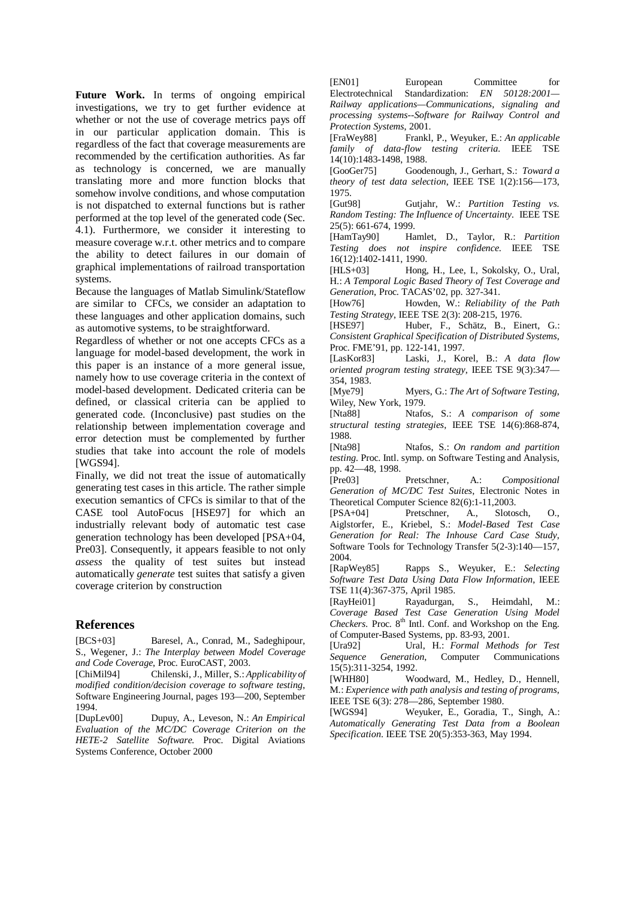**Future Work.** In terms of ongoing empirical investigations, we try to get further evidence at whether or not the use of coverage metrics pays off in our particular application domain. This is regardless of the fact that coverage measurements are recommended by the certification authorities. As far as technology is concerned, we are manually translating more and more function blocks that somehow involve conditions, and whose computation is not dispatched to external functions but is rather performed at the top level of the generated code (Sec. 4.1). Furthermore, we consider it interesting to measure coverage w.r.t. other metrics and to compare the ability to detect failures in our domain of graphical implementations of railroad transportation systems.

Because the languages of Matlab Simulink/Stateflow are similar to CFCs, we consider an adaptation to these languages and other application domains, such as automotive systems, to be straightforward.

Regardless of whether or not one accepts CFCs as a language for model-based development, the work in this paper is an instance of a more general issue, namely how to use coverage criteria in the context of model-based development. Dedicated criteria can be defined, or classical criteria can be applied to generated code. (Inconclusive) past studies on the relationship between implementation coverage and error detection must be complemented by further studies that take into account the role of models [WGS94].

Finally, we did not treat the issue of automatically generating test cases in this article. The rather simple execution semantics of CFCs is similar to that of the CASE tool AutoFocus [HSE97] for which an industrially relevant body of automatic test case generation technology has been developed [PSA+04, Pre03]. Consequently, it appears feasible to not only *assess* the quality of test suites but instead automatically *generate* test suites that satisfy a given coverage criterion by construction

## References

[BCS+03] Baresel, A., Conrad, M., Sadeghipour, S., Wegener, J.: *The Interplay between Model Coverage and Code Coverage*, Proc. EuroCAST, 2003.

[ChiMil94] Chilenski, J., Miller, S.: *Applicability of modified condition/decision coverage to software testing*, Software Engineering Journal, pages 193—200, September 1994.

[DupLev00] Dupuy, A., Leveson, N.: *An Empirical Evaluation of the MC/DC Coverage Criterion on the HETE-2 Satellite Software.* Proc. Digital Aviations Systems Conference, October 2000

[EN01] European Committee for Electrotechnical Standardization: *EN 50128:2001—Railway applications—Communications, signaling and processing systems--Software for Railway Control and Protection Systems*, 2001.

[FraWey88] Frankl, P., Weyuker, E.: *An applicable family of data-flow testing criteria.* IEEE TSE 14(10):1483-1498, 1988.

[GooGer75] Goodenough, J., Gerhart, S.: *Toward a theory of test data selection*, IEEE TSE 1(2):156—173, 1975.

[Gut98] Gutjahr, W.: *Partition Testing vs. Random Testing: The Influence of Uncertainty*. IEEE TSE 25(5): 661-674, 1999.

[HamTay90] Hamlet, D., Taylor, R.: *Partition Testing does not inspire confidence.* IEEE TSE 16(12):1402-1411, 1990.

[HLS+03] Hong, H., Lee, I., Sokolsky, O., Ural, H.: *A Temporal Logic Based Theory of Test Coverage and Generation*, Proc. TACAS'02, pp. 327-341.

[How76] Howden, W.: *Reliability of the Path Testing Strategy*, IEEE TSE 2(3): 208-215, 1976.

[HSE97] Huber, F., Schätz, B., Einert, G.: *Consistent Graphical Specification of Distributed Systems*, Proc. FME'91, pp. 122-141, 1997.

[LasKor83] Laski, J., Korel, B.: *A data flow oriented program testing strategy*, IEEE TSE 9(3):347—354, 1983.

[Mye79] Myers, G.: *The Art of Software Testing*, Wiley, New York, 1979.

[Nta88] Ntafos, S.: *A comparison of some structural testing strategies*, IEEE TSE 14(6):868-874, 1988.

[Nta98] Ntafos, S.: *On random and partition testing*. Proc. Intl. symp. on Software Testing and Analysis, pp. 42—48, 1998.

[Pre03] Pretschner, A.: *Compositional Generation of MC/DC Test Suites*, Electronic Notes in Theoretical Computer Science 82(6):1-11,2003.

[PSA+04] Pretschner, A., Slotosch, O., Aiglstorfer, E., Kriebel, S.: *Model-Based Test Case Generation for Real: The Inhouse Card Case Study*, Software Tools for Technology Transfer 5(2-3):140—157, 2004.

[RapWey85] Rapps S., Weyuker, E.: *Selecting Software Test Data Using Data Flow Information*, IEEE TSE 11(4):367-375, April 1985.

[RayHei01] Rayadurgan, S., Heimdahl, M.: *Coverage Based Test Case Generation Using Model Checkers*. Proc. 8th Intl. Conf. and Workshop on the Eng. of Computer-Based Systems, pp. 83-93, 2001.

[Ura92] Ural, H.: *Formal Methods for Test Sequence Generation*, Computer Communications 15(5):311-3254, 1992.

[WHH80] Woodward, M., Hedley, D., Hennell, M.: *Experience with path analysis and testing of programs*, IEEE TSE 6(3): 278—286, September 1980.

[WGS94] Weyuker, E., Goradia, T., Singh, A.: *Automatically Generating Test Data from a Boolean Specification*. IEEE TSE 20(5):353-363, May 1994.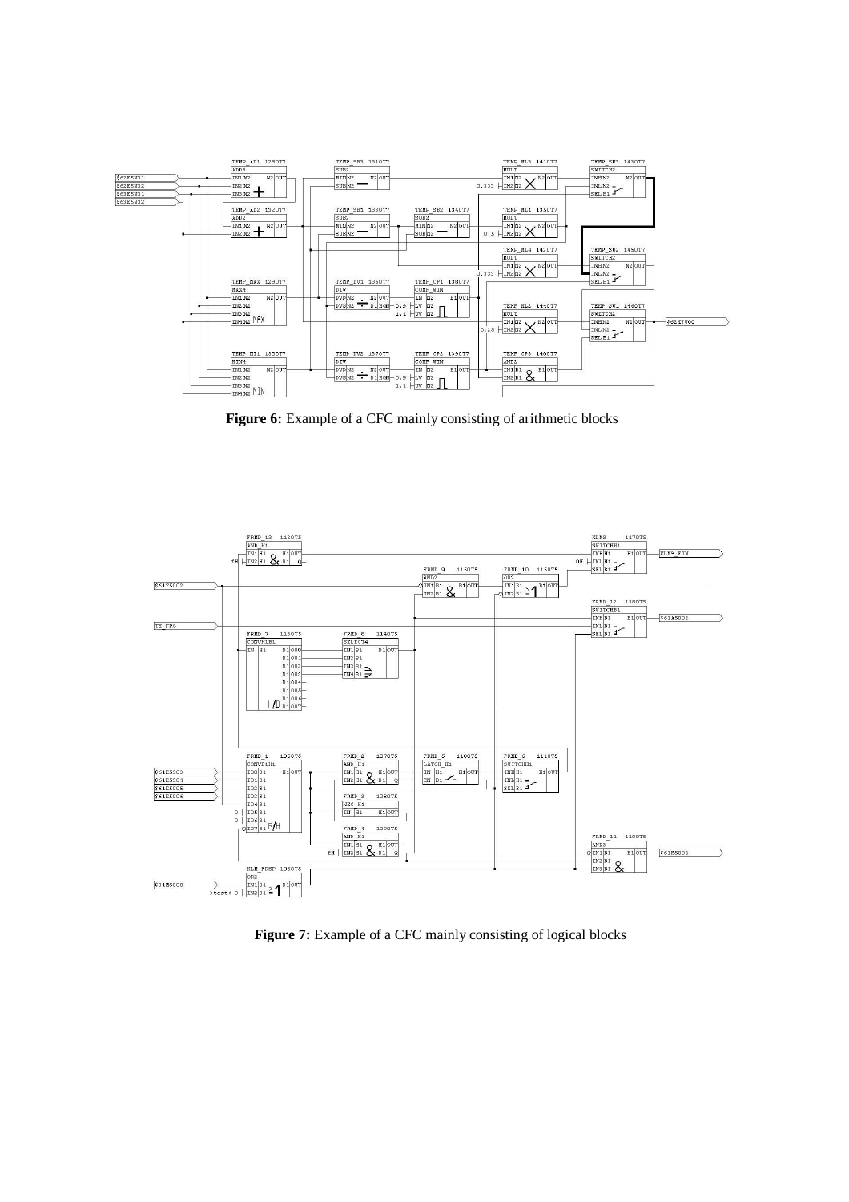**Figure 6:** Example of a CFC mainly consisting of arithmetic blocks

**Figure 7:** Example of a CFC mainly consisting of logical blocks